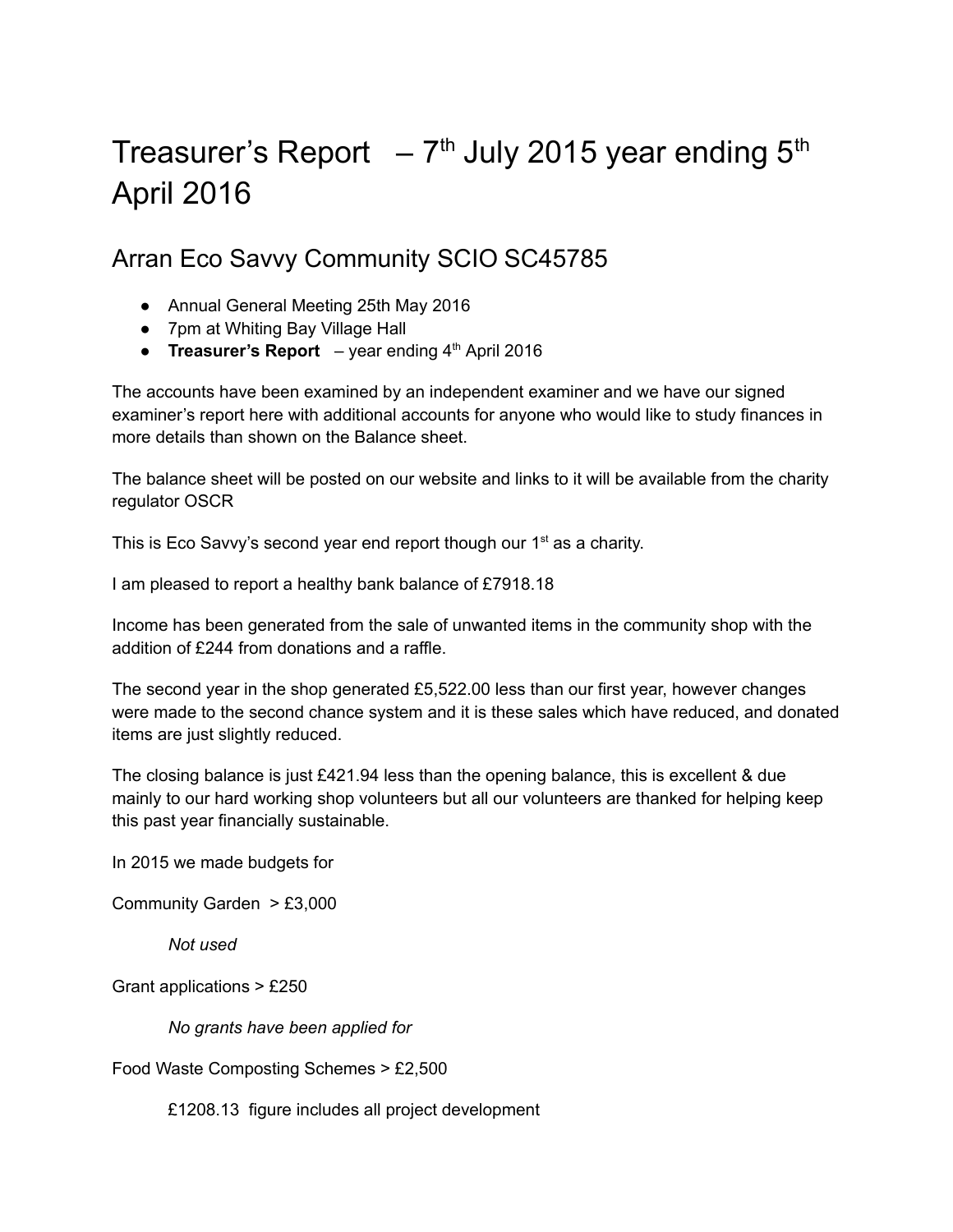# Treasurer's Report – 7th July 2015 year ending 5th April 2016

## Arran Eco Savvy Community SCIO SC45785

- Annual General Meeting 25th May 2016
- 7pm at Whiting Bay Village Hall
- **Treasurer's Report** – year ending 4th April 2016

The accounts have been examined by an independent examiner and we have our signed examiner's report here with additional accounts for anyone who would like to study finances in more details than shown on the Balance sheet.

The balance sheet will be posted on our website and links to it will be available from the charity regulator OSCR

This is Eco Savvy's second year end report though our 1st as a charity.

I am pleased to report a healthy bank balance of £7918.18

Income has been generated from the sale of unwanted items in the community shop with the addition of £244 from donations and a raffle.

The second year in the shop generated £5,522.00 less than our first year, however changes were made to the second chance system and it is these sales which have reduced, and donated items are just slightly reduced.

The closing balance is just £421.94 less than the opening balance, this is excellent & due mainly to our hard working shop volunteers but all our volunteers are thanked for helping keep this past year financially sustainable.

In 2015 we made budgets for

Community Garden > £3,000

*Not used*

Grant applications > £250

*No grants have been applied for*

Food Waste Composting Schemes > £2,500

£1208.13 figure includes all project development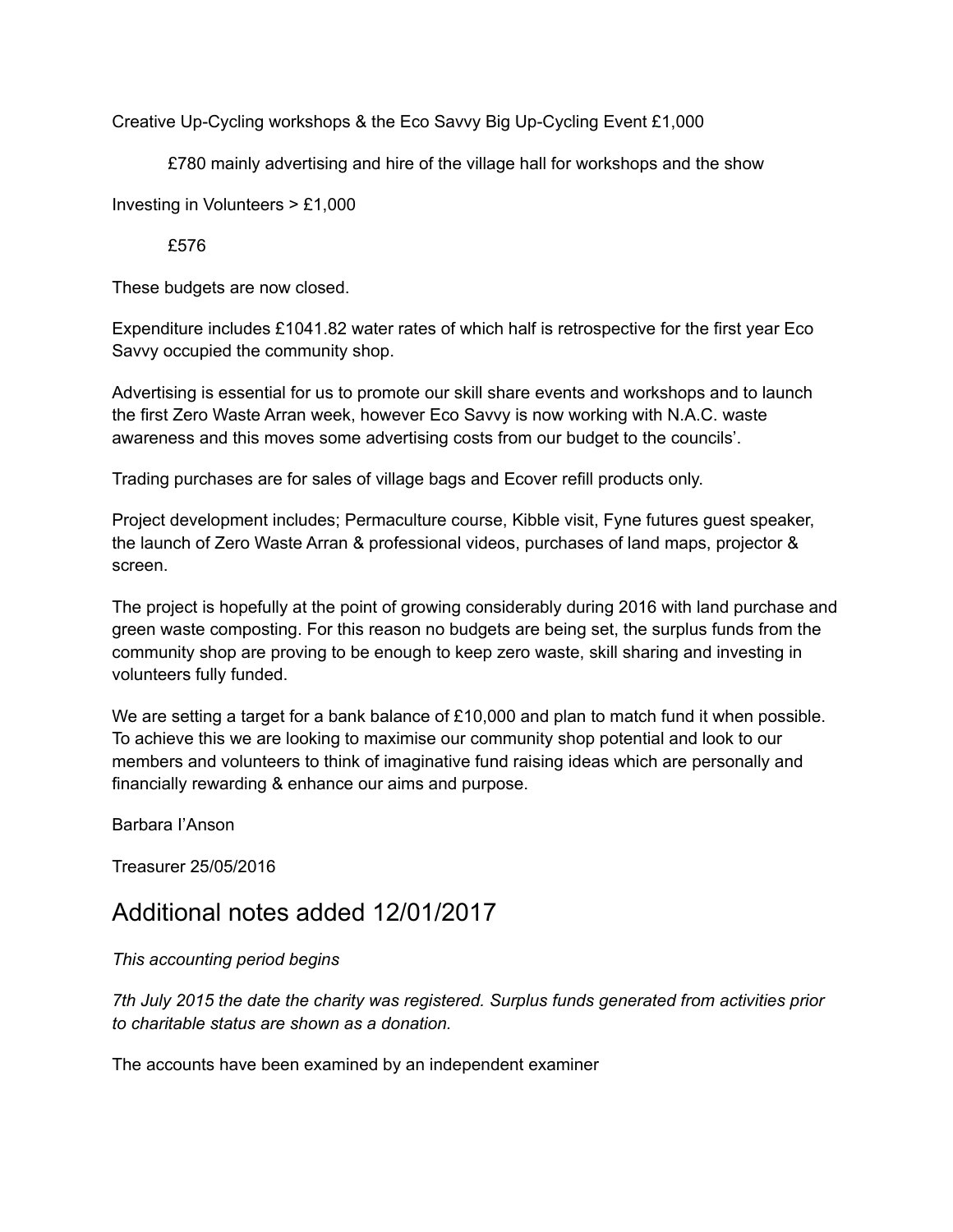Creative Up-Cycling workshops & the Eco Savvy Big Up-Cycling Event £1,000

> £780 mainly advertising and hire of the village hall for workshops and the show

Investing in Volunteers > £1,000

> £576

These budgets are now closed.

Expenditure includes £1041.82 water rates of which half is retrospective for the first year Eco Savvy occupied the community shop.

Advertising is essential for us to promote our skill share events and workshops and to launch the first Zero Waste Arran week, however Eco Savvy is now working with N.A.C. waste awareness and this moves some advertising costs from our budget to the councils'.

Trading purchases are for sales of village bags and Ecover refill products only.

Project development includes; Permaculture course, Kibble visit, Fyne futures guest speaker, the launch of Zero Waste Arran & professional videos, purchases of land maps, projector & screen.

The project is hopefully at the point of growing considerably during 2016 with land purchase and green waste composting. For this reason no budgets are being set, the surplus funds from the community shop are proving to be enough to keep zero waste, skill sharing and investing in volunteers fully funded.

We are setting a target for a bank balance of £10,000 and plan to match fund it when possible. To achieve this we are looking to maximise our community shop potential and look to our members and volunteers to think of imaginative fund raising ideas which are personally and financially rewarding & enhance our aims and purpose.

Barbara I'Anson

Treasurer 25/05/2016

# Additional notes added 12/01/2017

*This accounting period begins*

*7th July 2015 the date the charity was registered. Surplus funds generated from activities prior to charitable status are shown as a donation.*

The accounts have been examined by an independent examiner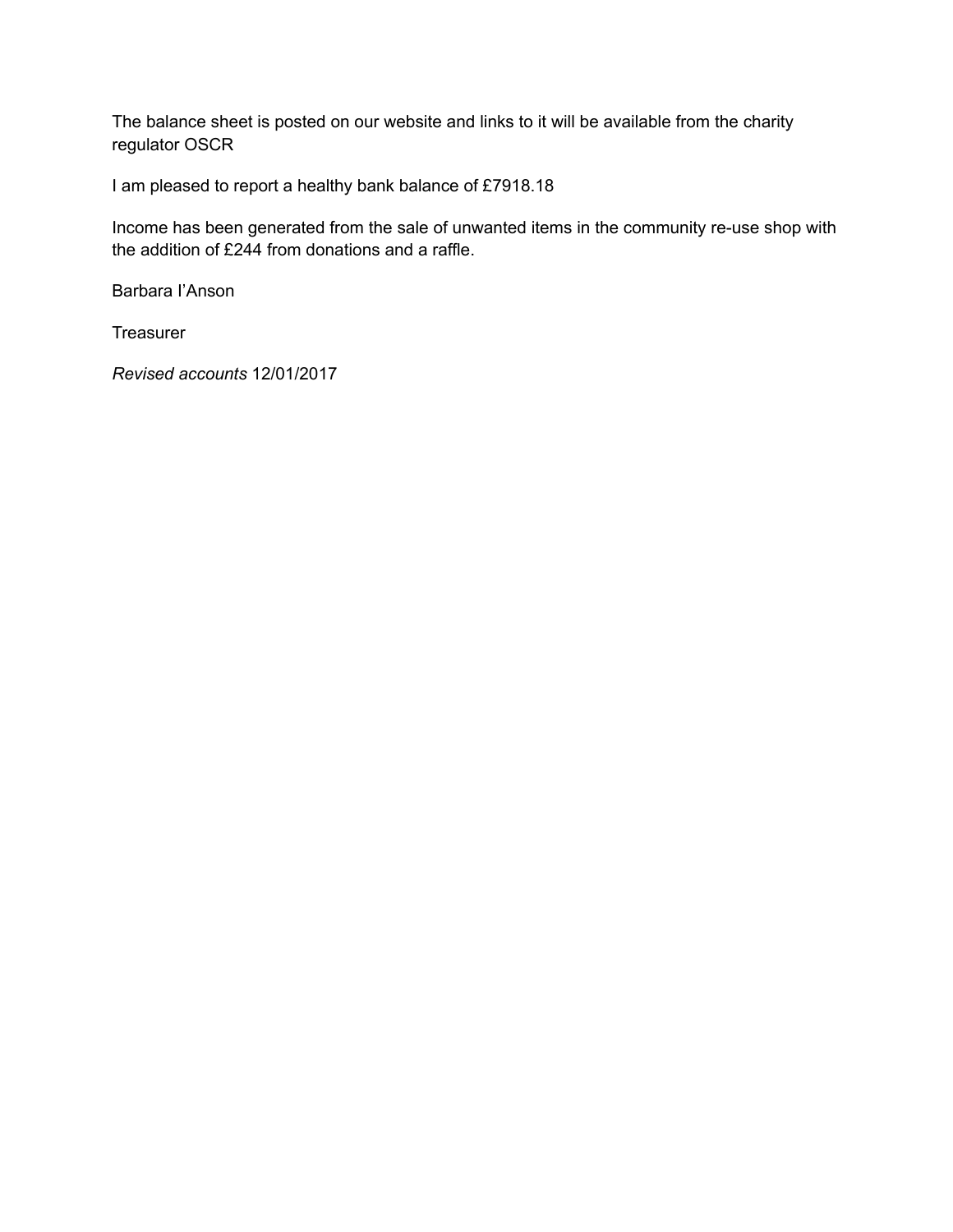The balance sheet is posted on our website and links to it will be available from the charity regulator OSCR

I am pleased to report a healthy bank balance of £7918.18

Income has been generated from the sale of unwanted items in the community re-use shop with the addition of £244 from donations and a raffle.

Barbara I'Anson

Treasurer

*Revised accounts* 12/01/2017